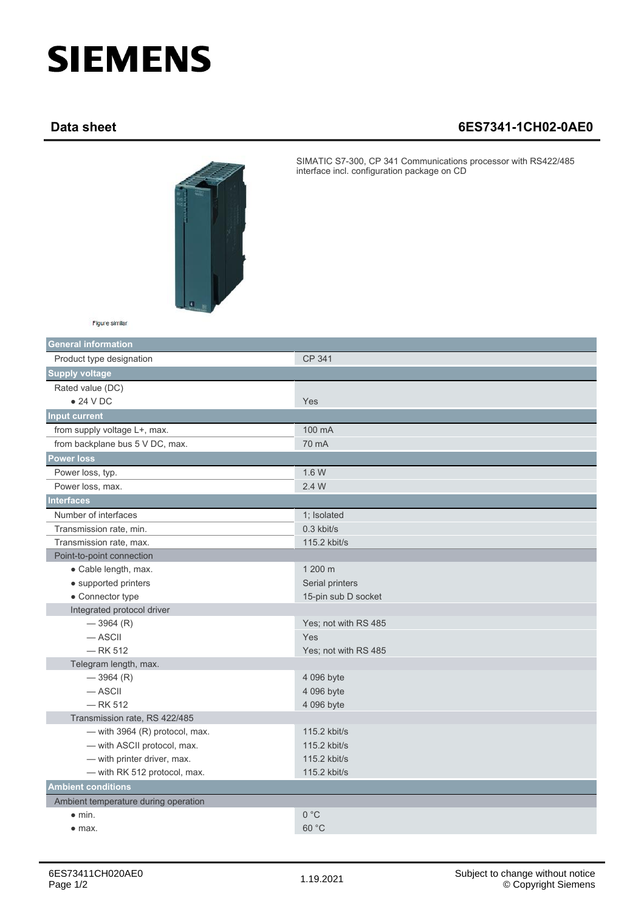# SIEMENS

## Data sheet 6ES7341-1CH02-0AE0

SIMATIC S7-300, CP 341 Communications processor with RS422/485 interface incl. configuration package on CD

Figure similar

| General information | |
|---|---|
| Product type designation | CP 341 |
| **Supply voltage** | |
| Rated value (DC) | |
| • 24 V DC | Yes |
| **Input current** | |
| from supply voltage L+, max. | 100 mA |
| from backplane bus 5 V DC, max. | 70 mA |
| **Power loss** | |
| Power loss, typ. | 1.6 W |
| Power loss, max. | 2.4 W |
| **Interfaces** | |
| Number of interfaces | 1; Isolated |
| Transmission rate, min. | 0.3 kbit/s |
| Transmission rate, max. | 115.2 kbit/s |
| Point-to-point connection | |
| • Cable length, max. | 1 200 m |
| • supported printers | Serial printers |
| • Connector type | 15-pin sub D socket |
| Integrated protocol driver | |
| — 3964 (R) | Yes; not with RS 485 |
| — ASCII | Yes |
| — RK 512 | Yes; not with RS 485 |
| Telegram length, max. | |
| — 3964 (R) | 4 096 byte |
| — ASCII | 4 096 byte |
| — RK 512 | 4 096 byte |
| Transmission rate, RS 422/485 | |
| — with 3964 (R) protocol, max. | 115.2 kbit/s |
| — with ASCII protocol, max. | 115.2 kbit/s |
| — with printer driver, max. | 115.2 kbit/s |
| — with RK 512 protocol, max. | 115.2 kbit/s |
| **Ambient conditions** | |
| Ambient temperature during operation | |
| • min. | 0 °C |
| • max. | 60 °C |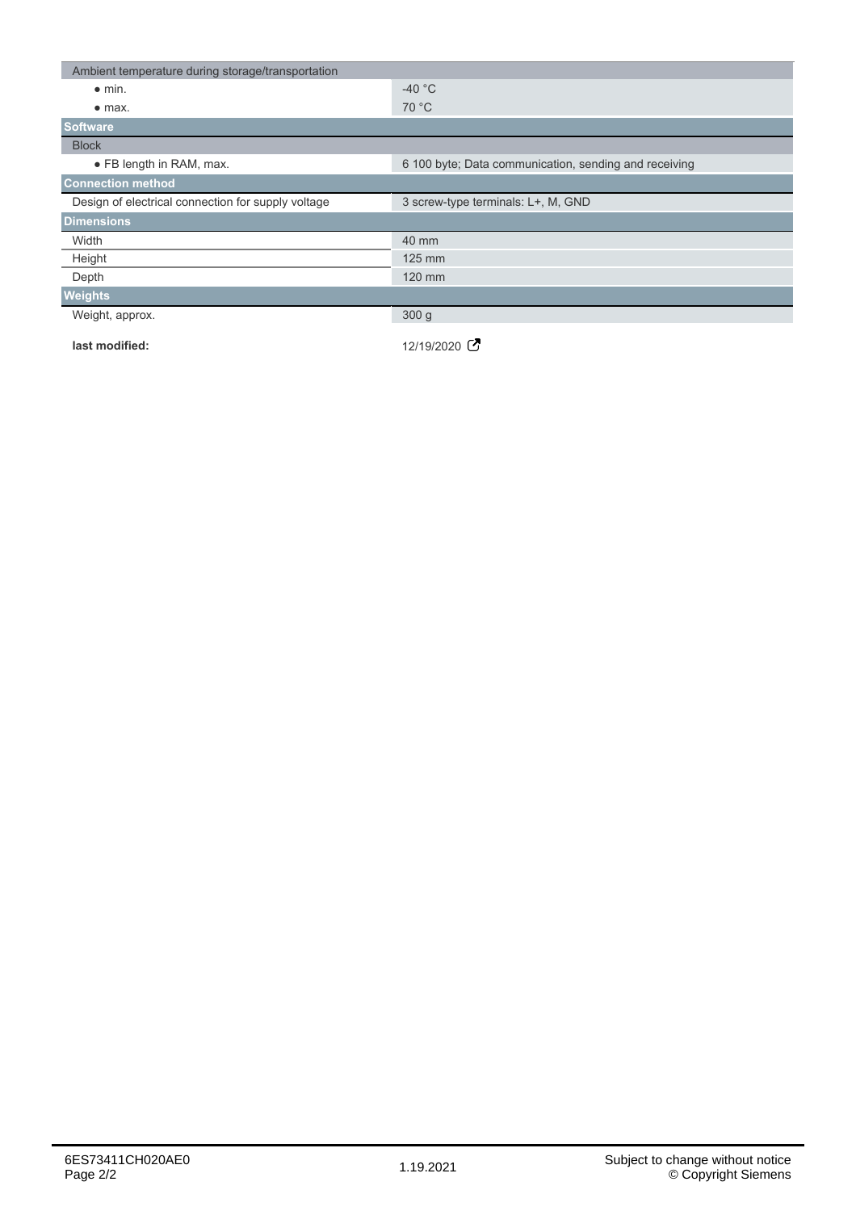| | |
|---|---|
| Ambient temperature during storage/transportation | |
| ● min. | -40 °C |
| ● max. | 70 °C |
| **Software** | |
| Block | |
| ● FB length in RAM, max. | 6 100 byte; Data communication, sending and receiving |
| **Connection method** | |
| Design of electrical connection for supply voltage | 3 screw-type terminals: L+, M, GND |
| **Dimensions** | |
| Width | 40 mm |
| Height | 125 mm |
| Depth | 120 mm |
| **Weights** | |
| Weight, approx. | 300 g |

**last modified:** 12/19/2020